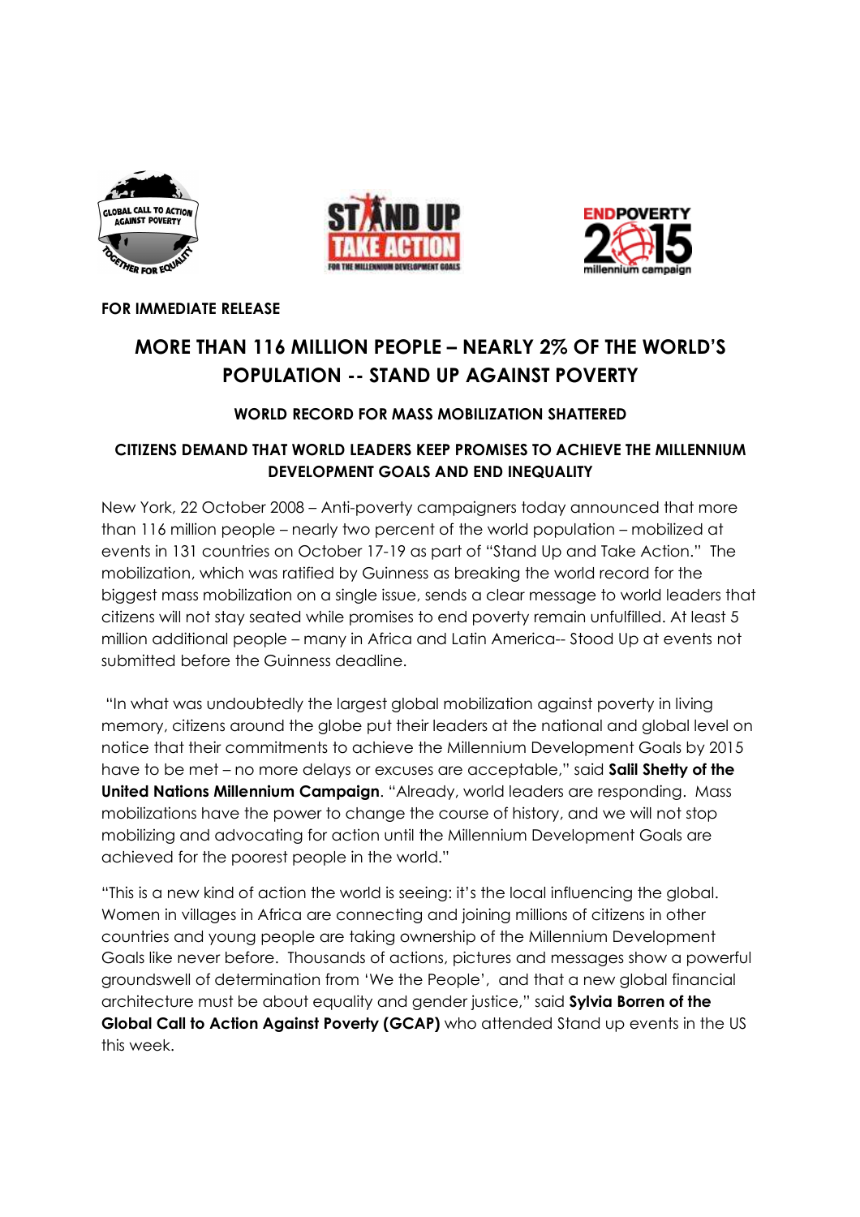**FOR IMMEDIATE RELEASE**

# MORE THAN 116 MILLION PEOPLE – NEARLY 2% OF THE WORLD'S POPULATION -- STAND UP AGAINST POVERTY

### WORLD RECORD FOR MASS MOBILIZATION SHATTERED

### CITIZENS DEMAND THAT WORLD LEADERS KEEP PROMISES TO ACHIEVE THE MILLENNIUM DEVELOPMENT GOALS AND END INEQUALITY

New York, 22 October 2008 – Anti-poverty campaigners today announced that more than 116 million people – nearly two percent of the world population – mobilized at events in 131 countries on October 17-19 as part of "Stand Up and Take Action." The mobilization, which was ratified by Guinness as breaking the world record for the biggest mass mobilization on a single issue, sends a clear message to world leaders that citizens will not stay seated while promises to end poverty remain unfulfilled. At least 5 million additional people – many in Africa and Latin America-- Stood Up at events not submitted before the Guinness deadline.

"In what was undoubtedly the largest global mobilization against poverty in living memory, citizens around the globe put their leaders at the national and global level on notice that their commitments to achieve the Millennium Development Goals by 2015 have to be met – no more delays or excuses are acceptable," said **Salil Shetty of the United Nations Millennium Campaign**. "Already, world leaders are responding. Mass mobilizations have the power to change the course of history, and we will not stop mobilizing and advocating for action until the Millennium Development Goals are achieved for the poorest people in the world."

"This is a new kind of action the world is seeing: it's the local influencing the global. Women in villages in Africa are connecting and joining millions of citizens in other countries and young people are taking ownership of the Millennium Development Goals like never before. Thousands of actions, pictures and messages show a powerful groundswell of determination from 'We the People', and that a new global financial architecture must be about equality and gender justice," said **Sylvia Borren of the Global Call to Action Against Poverty (GCAP)** who attended Stand up events in the US this week.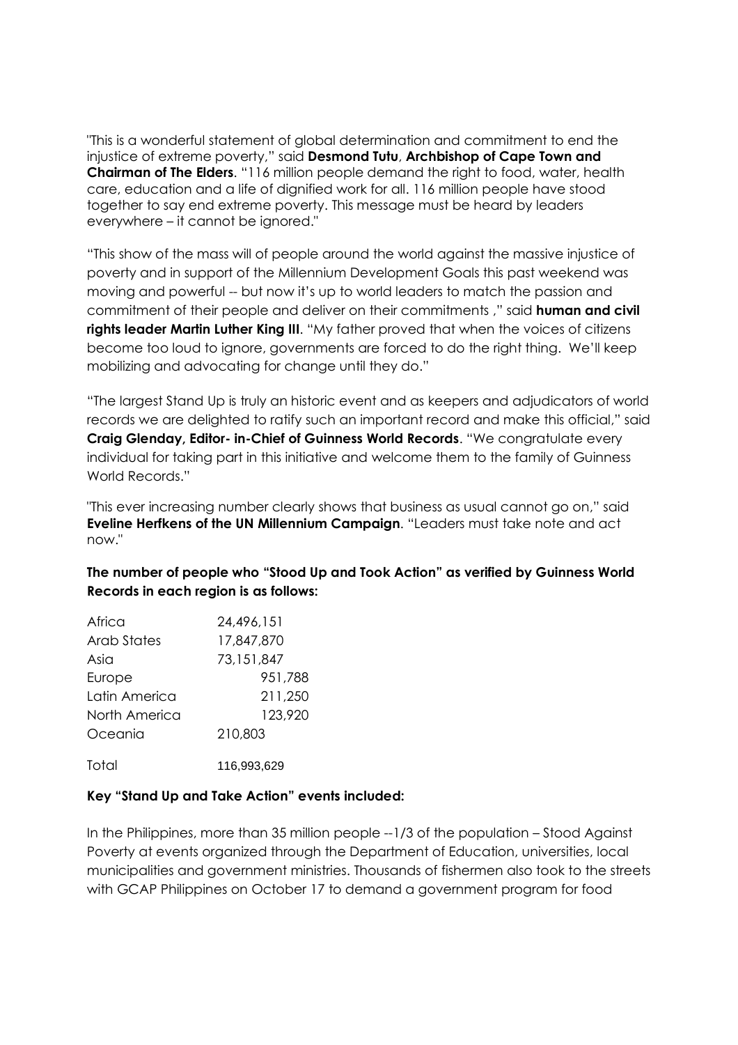"This is a wonderful statement of global determination and commitment to end the injustice of extreme poverty," said **Desmond Tutu**, **Archbishop of Cape Town and Chairman of The Elders**. "116 million people demand the right to food, water, health care, education and a life of dignified work for all. 116 million people have stood together to say end extreme poverty. This message must be heard by leaders everywhere – it cannot be ignored."

"This show of the mass will of people around the world against the massive injustice of poverty and in support of the Millennium Development Goals this past weekend was moving and powerful -- but now it's up to world leaders to match the passion and commitment of their people and deliver on their commitments ," said **human and civil rights leader Martin Luther King III**. "My father proved that when the voices of citizens become too loud to ignore, governments are forced to do the right thing. We'll keep mobilizing and advocating for change until they do."

"The largest Stand Up is truly an historic event and as keepers and adjudicators of world records we are delighted to ratify such an important record and make this official," said **Craig Glenday, Editor- in-Chief of Guinness World Records**. "We congratulate every individual for taking part in this initiative and welcome them to the family of Guinness World Records."

"This ever increasing number clearly shows that business as usual cannot go on," said **Eveline Herfkens of the UN Millennium Campaign**. "Leaders must take note and act now."

**The number of people who "Stood Up and Took Action" as verified by Guinness World Records in each region is as follows:**

| Region | Number |
| --- | --- |
| Africa | 24,496,151 |
| Arab States | 17,847,870 |
| Asia | 73,151,847 |
| Europe | 951,788 |
| Latin America | 211,250 |
| North America | 123,920 |
| Oceania | 210,803 |
| Total | 116,993,629 |

**Key "Stand Up and Take Action" events included:**

In the Philippines, more than 35 million people --1/3 of the population – Stood Against Poverty at events organized through the Department of Education, universities, local municipalities and government ministries. Thousands of fishermen also took to the streets with GCAP Philippines on October 17 to demand a government program for food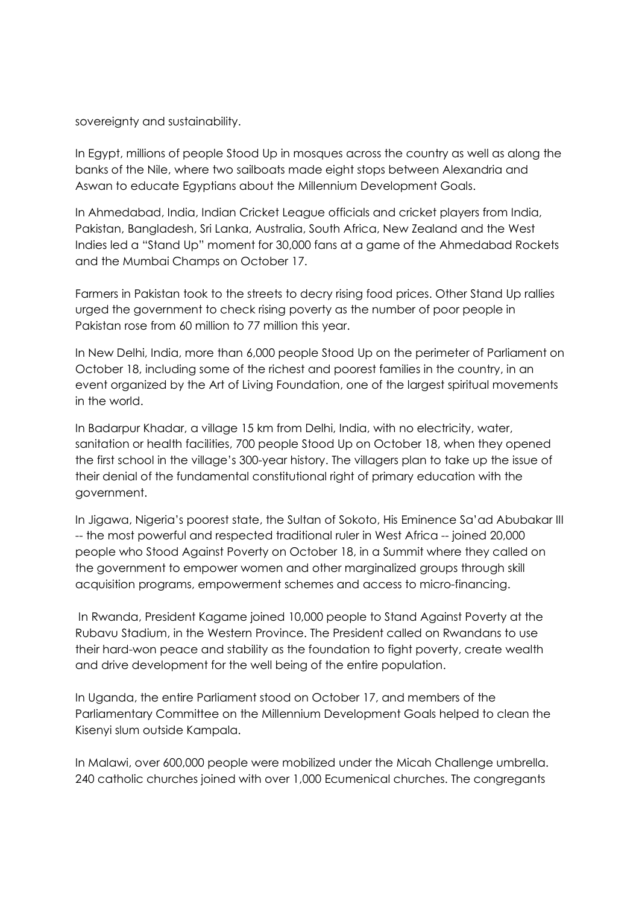sovereignty and sustainability.

In Egypt, millions of people Stood Up in mosques across the country as well as along the banks of the Nile, where two sailboats made eight stops between Alexandria and Aswan to educate Egyptians about the Millennium Development Goals.

In Ahmedabad, India, Indian Cricket League officials and cricket players from India, Pakistan, Bangladesh, Sri Lanka, Australia, South Africa, New Zealand and the West Indies led a "Stand Up" moment for 30,000 fans at a game of the Ahmedabad Rockets and the Mumbai Champs on October 17.

Farmers in Pakistan took to the streets to decry rising food prices. Other Stand Up rallies urged the government to check rising poverty as the number of poor people in Pakistan rose from 60 million to 77 million this year.

In New Delhi, India, more than 6,000 people Stood Up on the perimeter of Parliament on October 18, including some of the richest and poorest families in the country, in an event organized by the Art of Living Foundation, one of the largest spiritual movements in the world.

In Badarpur Khadar, a village 15 km from Delhi, India, with no electricity, water, sanitation or health facilities, 700 people Stood Up on October 18, when they opened the first school in the village's 300-year history. The villagers plan to take up the issue of their denial of the fundamental constitutional right of primary education with the government.

In Jigawa, Nigeria's poorest state, the Sultan of Sokoto, His Eminence Sa'ad Abubakar III -- the most powerful and respected traditional ruler in West Africa -- joined 20,000 people who Stood Against Poverty on October 18, in a Summit where they called on the government to empower women and other marginalized groups through skill acquisition programs, empowerment schemes and access to micro-financing.

In Rwanda, President Kagame joined 10,000 people to Stand Against Poverty at the Rubavu Stadium, in the Western Province. The President called on Rwandans to use their hard-won peace and stability as the foundation to fight poverty, create wealth and drive development for the well being of the entire population.

In Uganda, the entire Parliament stood on October 17, and members of the Parliamentary Committee on the Millennium Development Goals helped to clean the Kisenyi slum outside Kampala.

In Malawi, over 600,000 people were mobilized under the Micah Challenge umbrella. 240 catholic churches joined with over 1,000 Ecumenical churches. The congregants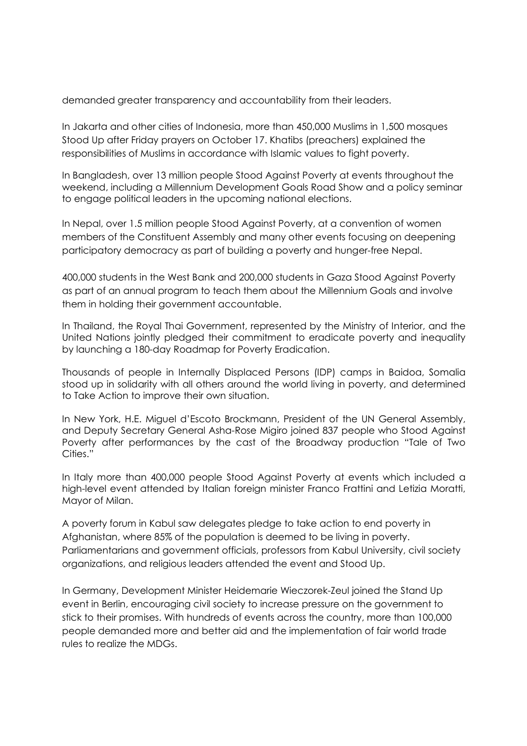demanded greater transparency and accountability from their leaders.

In Jakarta and other cities of Indonesia, more than 450,000 Muslims in 1,500 mosques Stood Up after Friday prayers on October 17. Khatibs (preachers) explained the responsibilities of Muslims in accordance with Islamic values to fight poverty.

In Bangladesh, over 13 million people Stood Against Poverty at events throughout the weekend, including a Millennium Development Goals Road Show and a policy seminar to engage political leaders in the upcoming national elections.

In Nepal, over 1.5 million people Stood Against Poverty, at a convention of women members of the Constituent Assembly and many other events focusing on deepening participatory democracy as part of building a poverty and hunger-free Nepal.

400,000 students in the West Bank and 200,000 students in Gaza Stood Against Poverty as part of an annual program to teach them about the Millennium Goals and involve them in holding their government accountable.

In Thailand, the Royal Thai Government, represented by the Ministry of Interior, and the United Nations jointly pledged their commitment to eradicate poverty and inequality by launching a 180-day Roadmap for Poverty Eradication.

Thousands of people in Internally Displaced Persons (IDP) camps in Baidoa, Somalia stood up in solidarity with all others around the world living in poverty, and determined to Take Action to improve their own situation.

In New York, H.E. Miguel d'Escoto Brockmann, President of the UN General Assembly, and Deputy Secretary General Asha-Rose Migiro joined 837 people who Stood Against Poverty after performances by the cast of the Broadway production "Tale of Two Cities."

In Italy more than 400,000 people Stood Against Poverty at events which included a high-level event attended by Italian foreign minister Franco Frattini and Letizia Moratti, Mayor of Milan.

A poverty forum in Kabul saw delegates pledge to take action to end poverty in Afghanistan, where 85% of the population is deemed to be living in poverty. Parliamentarians and government officials, professors from Kabul University, civil society organizations, and religious leaders attended the event and Stood Up.

In Germany, Development Minister Heidemarie Wieczorek-Zeul joined the Stand Up event in Berlin, encouraging civil society to increase pressure on the government to stick to their promises. With hundreds of events across the country, more than 100,000 people demanded more and better aid and the implementation of fair world trade rules to realize the MDGs.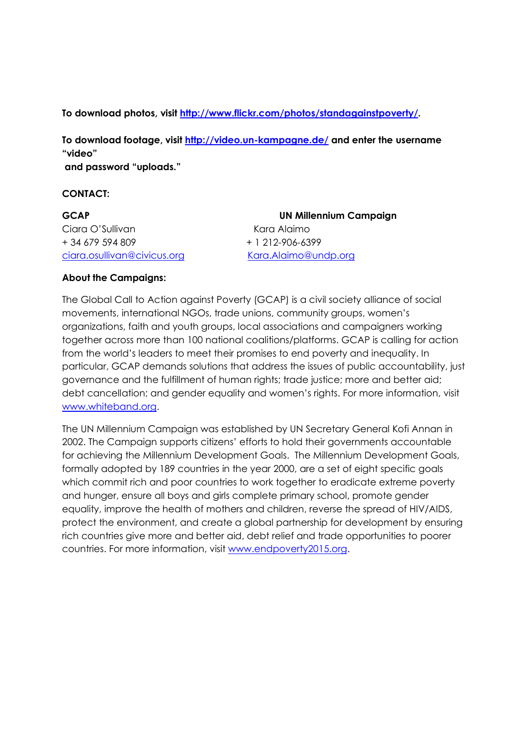**To download photos, visit [http://www.flickr.com/photos/standagainstpoverty/](http://www.flickr.com/photos/standagainstpoverty/).**

**To download footage, visit [http://video.un-kampagne.de/](http://video.un-kampagne.de/) and enter the username "video" and password "uploads."**

**CONTACT:**

**GCAP**
Ciara O'Sullivan
+ 34 679 594 809
[ciara.osullivan@civicus.org](mailto:ciara.osullivan@civicus.org)

**UN Millennium Campaign**
Kara Alaimo
+ 1 212-906-6399
[Kara.Alaimo@undp.org](mailto:Kara.Alaimo@undp.org)

**About the Campaigns:**

The Global Call to Action against Poverty (GCAP) is a civil society alliance of social movements, international NGOs, trade unions, community groups, women's organizations, faith and youth groups, local associations and campaigners working together across more than 100 national coalitions/platforms. GCAP is calling for action from the world's leaders to meet their promises to end poverty and inequality. In particular, GCAP demands solutions that address the issues of public accountability, just governance and the fulfillment of human rights; trade justice; more and better aid; debt cancellation; and gender equality and women's rights. For more information, visit [www.whiteband.org](http://www.whiteband.org).

The UN Millennium Campaign was established by UN Secretary General Kofi Annan in 2002. The Campaign supports citizens' efforts to hold their governments accountable for achieving the Millennium Development Goals. The Millennium Development Goals, formally adopted by 189 countries in the year 2000, are a set of eight specific goals which commit rich and poor countries to work together to eradicate extreme poverty and hunger, ensure all boys and girls complete primary school, promote gender equality, improve the health of mothers and children, reverse the spread of HIV/AIDS, protect the environment, and create a global partnership for development by ensuring rich countries give more and better aid, debt relief and trade opportunities to poorer countries. For more information, visit [www.endpoverty2015.org](http://www.endpoverty2015.org).